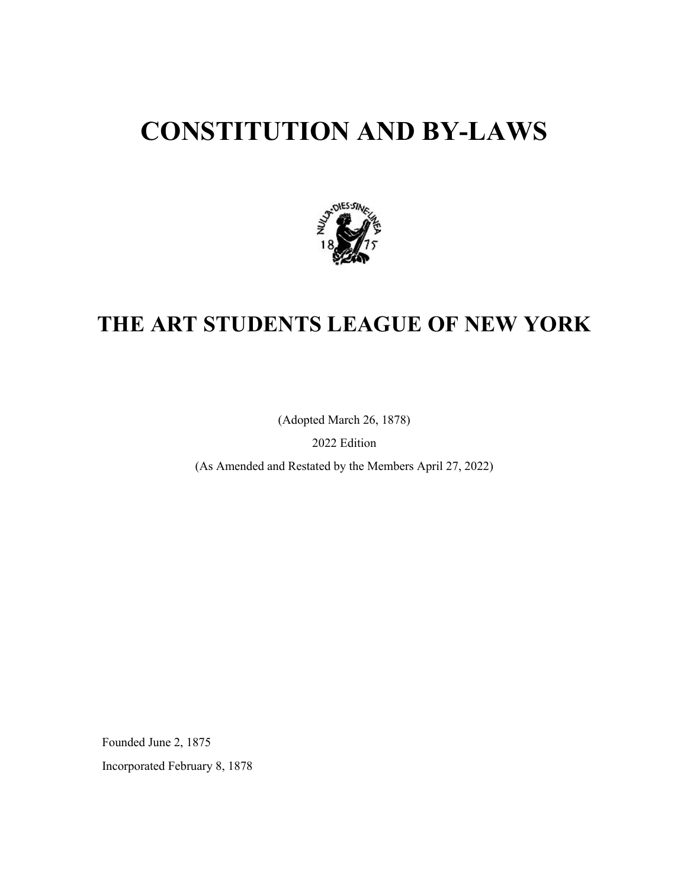# CONSTITUTION AND BY-LAWS

## THE ART STUDENTS LEAGUE OF NEW YORK

(Adopted March 26, 1878)

2022 Edition

(As Amended and Restated by the Members April 27, 2022)

Founded June 2, 1875

Incorporated February 8, 1878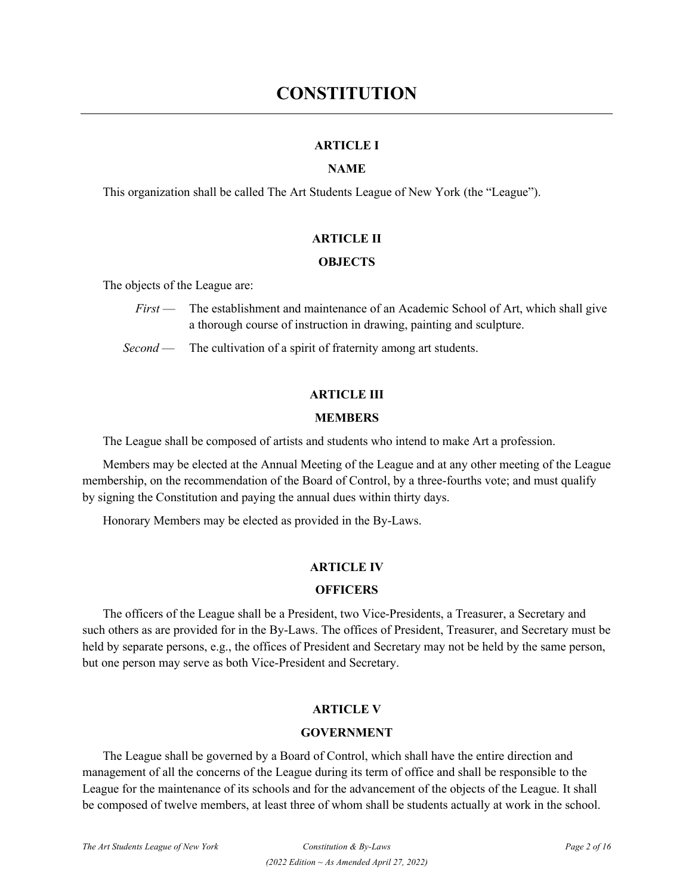# CONSTITUTION

## ARTICLE I

### NAME

This organization shall be called The Art Students League of New York (the "League").

## ARTICLE II

### OBJECTS

The objects of the League are:

*First* — The establishment and maintenance of an Academic School of Art, which shall give a thorough course of instruction in drawing, painting and sculpture.

*Second* — The cultivation of a spirit of fraternity among art students.

## ARTICLE III

### MEMBERS

The League shall be composed of artists and students who intend to make Art a profession.

Members may be elected at the Annual Meeting of the League and at any other meeting of the League membership, on the recommendation of the Board of Control, by a three-fourths vote; and must qualify by signing the Constitution and paying the annual dues within thirty days.

Honorary Members may be elected as provided in the By-Laws.

## ARTICLE IV

### OFFICERS

The officers of the League shall be a President, two Vice-Presidents, a Treasurer, a Secretary and such others as are provided for in the By-Laws. The offices of President, Treasurer, and Secretary must be held by separate persons, e.g., the offices of President and Secretary may not be held by the same person, but one person may serve as both Vice-President and Secretary.

## ARTICLE V

### GOVERNMENT

The League shall be governed by a Board of Control, which shall have the entire direction and management of all the concerns of the League during its term of office and shall be responsible to the League for the maintenance of its schools and for the advancement of the objects of the League. It shall be composed of twelve members, at least three of whom shall be students actually at work in the school.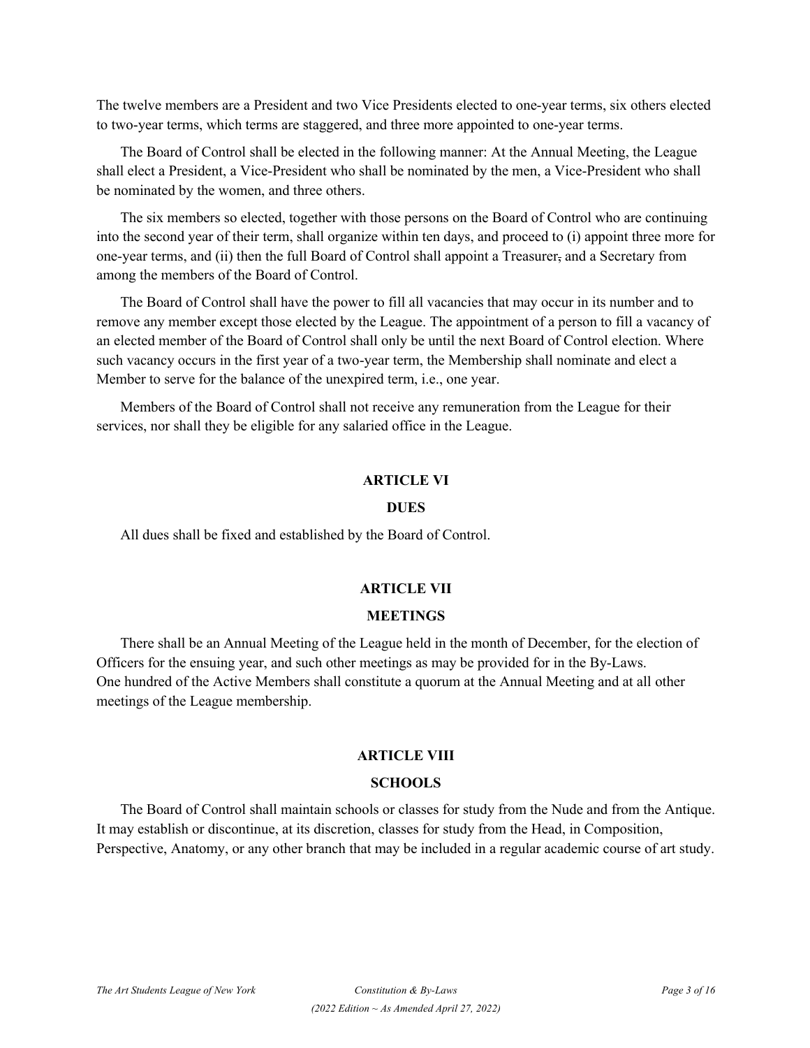The twelve members are a President and two Vice Presidents elected to one-year terms, six others elected to two-year terms, which terms are staggered, and three more appointed to one-year terms.

The Board of Control shall be elected in the following manner: At the Annual Meeting, the League shall elect a President, a Vice-President who shall be nominated by the men, a Vice-President who shall be nominated by the women, and three others.

The six members so elected, together with those persons on the Board of Control who are continuing into the second year of their term, shall organize within ten days, and proceed to (i) appoint three more for one-year terms, and (ii) then the full Board of Control shall appoint a Treasurer~~,~~ and a Secretary from among the members of the Board of Control.

The Board of Control shall have the power to fill all vacancies that may occur in its number and to remove any member except those elected by the League. The appointment of a person to fill a vacancy of an elected member of the Board of Control shall only be until the next Board of Control election. Where such vacancy occurs in the first year of a two-year term, the Membership shall nominate and elect a Member to serve for the balance of the unexpired term, i.e., one year.

Members of the Board of Control shall not receive any remuneration from the League for their services, nor shall they be eligible for any salaried office in the League.

## ARTICLE VI

## DUES

All dues shall be fixed and established by the Board of Control.

## ARTICLE VII

## MEETINGS

There shall be an Annual Meeting of the League held in the month of December, for the election of Officers for the ensuing year, and such other meetings as may be provided for in the By-Laws.
One hundred of the Active Members shall constitute a quorum at the Annual Meeting and at all other meetings of the League membership.

## ARTICLE VIII

## SCHOOLS

The Board of Control shall maintain schools or classes for study from the Nude and from the Antique. It may establish or discontinue, at its discretion, classes for study from the Head, in Composition, Perspective, Anatomy, or any other branch that may be included in a regular academic course of art study.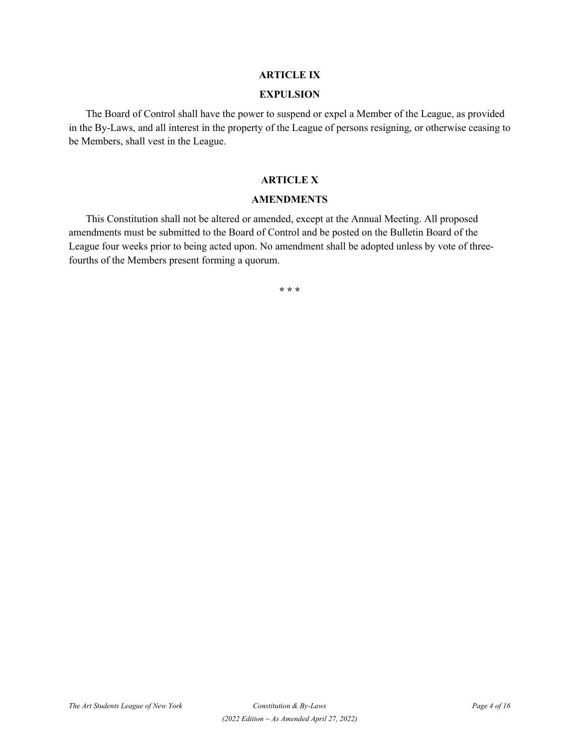## ARTICLE IX

## EXPULSION

The Board of Control shall have the power to suspend or expel a Member of the League, as provided in the By-Laws, and all interest in the property of the League of persons resigning, or otherwise ceasing to be Members, shall vest in the League.

## ARTICLE X

## AMENDMENTS

This Constitution shall not be altered or amended, except at the Annual Meeting. All proposed amendments must be submitted to the Board of Control and be posted on the Bulletin Board of the League four weeks prior to being acted upon. No amendment shall be adopted unless by vote of three-fourths of the Members present forming a quorum.

**\* \* \***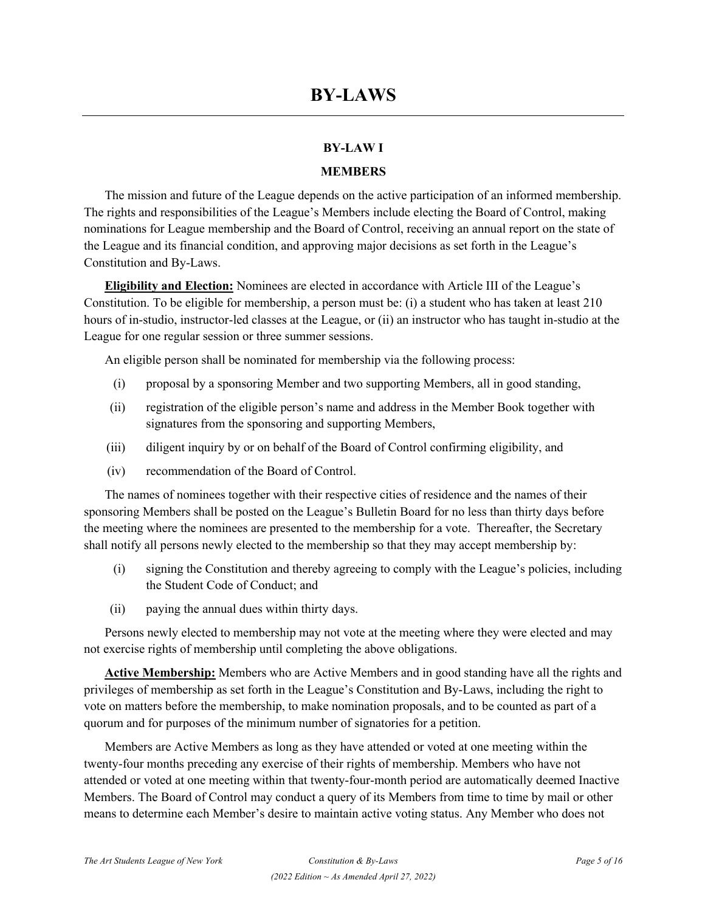# BY-LAWS

## BY-LAW I

## MEMBERS

The mission and future of the League depends on the active participation of an informed membership. The rights and responsibilities of the League's Members include electing the Board of Control, making nominations for League membership and the Board of Control, receiving an annual report on the state of the League and its financial condition, and approving major decisions as set forth in the League's Constitution and By-Laws.

**Eligibility and Election:** Nominees are elected in accordance with Article III of the League's Constitution. To be eligible for membership, a person must be: (i) a student who has taken at least 210 hours of in-studio, instructor-led classes at the League, or (ii) an instructor who has taught in-studio at the League for one regular session or three summer sessions.

An eligible person shall be nominated for membership via the following process:

(i) proposal by a sponsoring Member and two supporting Members, all in good standing,

(ii) registration of the eligible person's name and address in the Member Book together with signatures from the sponsoring and supporting Members,

(iii) diligent inquiry by or on behalf of the Board of Control confirming eligibility, and

(iv) recommendation of the Board of Control.

The names of nominees together with their respective cities of residence and the names of their sponsoring Members shall be posted on the League's Bulletin Board for no less than thirty days before the meeting where the nominees are presented to the membership for a vote. Thereafter, the Secretary shall notify all persons newly elected to the membership so that they may accept membership by:

(i) signing the Constitution and thereby agreeing to comply with the League's policies, including the Student Code of Conduct; and

(ii) paying the annual dues within thirty days.

Persons newly elected to membership may not vote at the meeting where they were elected and may not exercise rights of membership until completing the above obligations.

**Active Membership:** Members who are Active Members and in good standing have all the rights and privileges of membership as set forth in the League's Constitution and By-Laws, including the right to vote on matters before the membership, to make nomination proposals, and to be counted as part of a quorum and for purposes of the minimum number of signatories for a petition.

Members are Active Members as long as they have attended or voted at one meeting within the twenty-four months preceding any exercise of their rights of membership. Members who have not attended or voted at one meeting within that twenty-four-month period are automatically deemed Inactive Members. The Board of Control may conduct a query of its Members from time to time by mail or other means to determine each Member's desire to maintain active voting status. Any Member who does not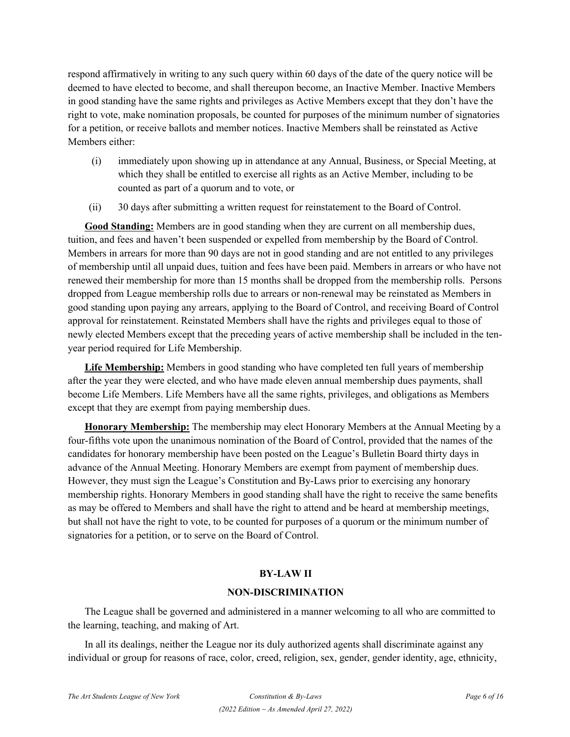respond affirmatively in writing to any such query within 60 days of the date of the query notice will be deemed to have elected to become, and shall thereupon become, an Inactive Member. Inactive Members in good standing have the same rights and privileges as Active Members except that they don't have the right to vote, make nomination proposals, be counted for purposes of the minimum number of signatories for a petition, or receive ballots and member notices. Inactive Members shall be reinstated as Active Members either:

(i) immediately upon showing up in attendance at any Annual, Business, or Special Meeting, at which they shall be entitled to exercise all rights as an Active Member, including to be counted as part of a quorum and to vote, or

(ii) 30 days after submitting a written request for reinstatement to the Board of Control.

**Good Standing:** Members are in good standing when they are current on all membership dues, tuition, and fees and haven't been suspended or expelled from membership by the Board of Control. Members in arrears for more than 90 days are not in good standing and are not entitled to any privileges of membership until all unpaid dues, tuition and fees have been paid. Members in arrears or who have not renewed their membership for more than 15 months shall be dropped from the membership rolls. Persons dropped from League membership rolls due to arrears or non-renewal may be reinstated as Members in good standing upon paying any arrears, applying to the Board of Control, and receiving Board of Control approval for reinstatement. Reinstated Members shall have the rights and privileges equal to those of newly elected Members except that the preceding years of active membership shall be included in the ten-year period required for Life Membership.

**Life Membership:** Members in good standing who have completed ten full years of membership after the year they were elected, and who have made eleven annual membership dues payments, shall become Life Members. Life Members have all the same rights, privileges, and obligations as Members except that they are exempt from paying membership dues.

**Honorary Membership:** The membership may elect Honorary Members at the Annual Meeting by a four-fifths vote upon the unanimous nomination of the Board of Control, provided that the names of the candidates for honorary membership have been posted on the League's Bulletin Board thirty days in advance of the Annual Meeting. Honorary Members are exempt from payment of membership dues. However, they must sign the League's Constitution and By-Laws prior to exercising any honorary membership rights. Honorary Members in good standing shall have the right to receive the same benefits as may be offered to Members and shall have the right to attend and be heard at membership meetings, but shall not have the right to vote, to be counted for purposes of a quorum or the minimum number of signatories for a petition, or to serve on the Board of Control.

## BY-LAW II

## NON-DISCRIMINATION

The League shall be governed and administered in a manner welcoming to all who are committed to the learning, teaching, and making of Art.

In all its dealings, neither the League nor its duly authorized agents shall discriminate against any individual or group for reasons of race, color, creed, religion, sex, gender, gender identity, age, ethnicity,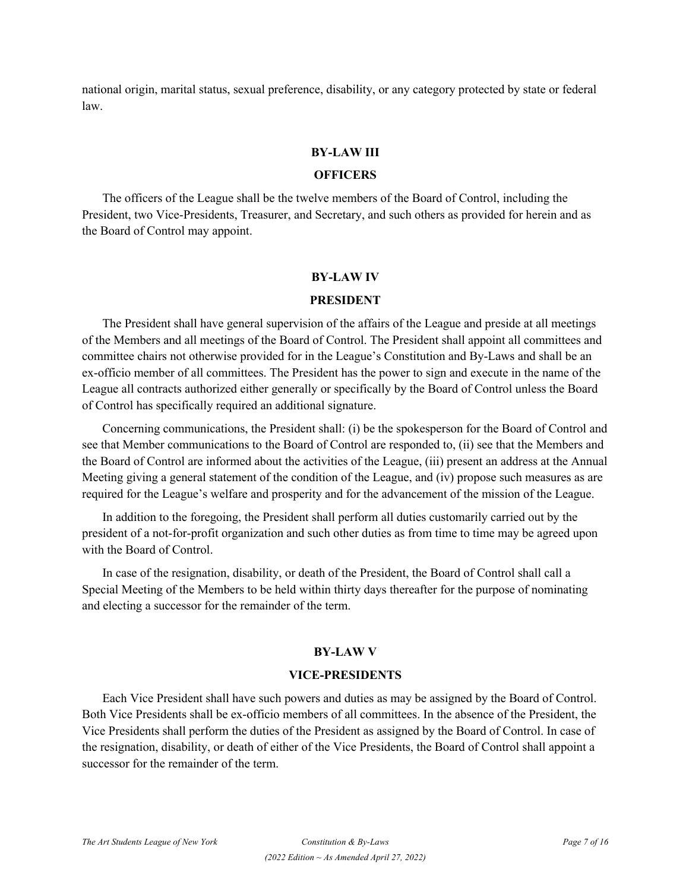national origin, marital status, sexual preference, disability, or any category protected by state or federal law.

## BY-LAW III

## OFFICERS

The officers of the League shall be the twelve members of the Board of Control, including the President, two Vice-Presidents, Treasurer, and Secretary, and such others as provided for herein and as the Board of Control may appoint.

## BY-LAW IV

## PRESIDENT

The President shall have general supervision of the affairs of the League and preside at all meetings of the Members and all meetings of the Board of Control. The President shall appoint all committees and committee chairs not otherwise provided for in the League's Constitution and By-Laws and shall be an ex-officio member of all committees. The President has the power to sign and execute in the name of the League all contracts authorized either generally or specifically by the Board of Control unless the Board of Control has specifically required an additional signature.

Concerning communications, the President shall: (i) be the spokesperson for the Board of Control and see that Member communications to the Board of Control are responded to, (ii) see that the Members and the Board of Control are informed about the activities of the League, (iii) present an address at the Annual Meeting giving a general statement of the condition of the League, and (iv) propose such measures as are required for the League's welfare and prosperity and for the advancement of the mission of the League.

In addition to the foregoing, the President shall perform all duties customarily carried out by the president of a not-for-profit organization and such other duties as from time to time may be agreed upon with the Board of Control.

In case of the resignation, disability, or death of the President, the Board of Control shall call a Special Meeting of the Members to be held within thirty days thereafter for the purpose of nominating and electing a successor for the remainder of the term.

## BY-LAW V

## VICE-PRESIDENTS

Each Vice President shall have such powers and duties as may be assigned by the Board of Control. Both Vice Presidents shall be ex-officio members of all committees. In the absence of the President, the Vice Presidents shall perform the duties of the President as assigned by the Board of Control. In case of the resignation, disability, or death of either of the Vice Presidents, the Board of Control shall appoint a successor for the remainder of the term.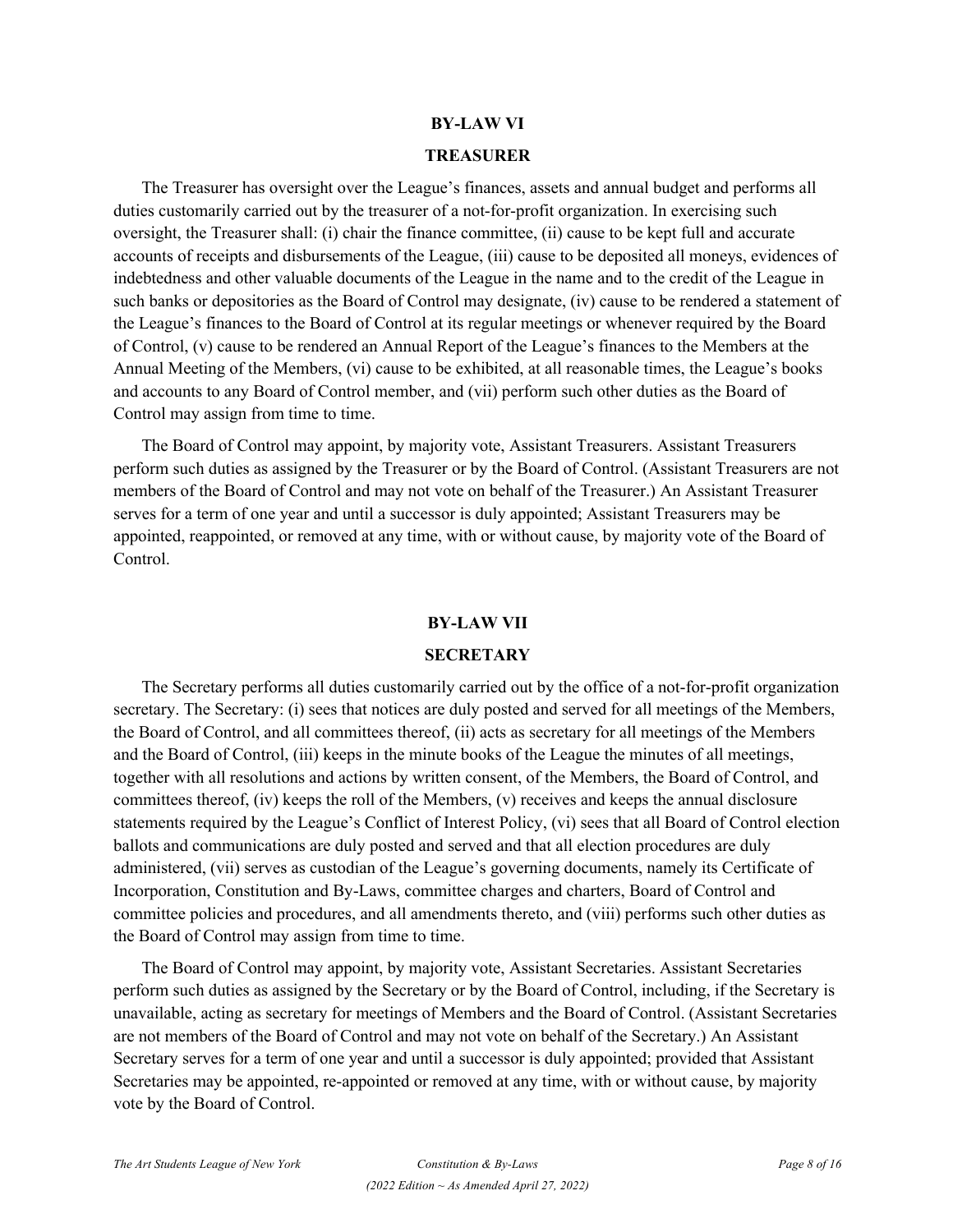## BY-LAW VI

## TREASURER

The Treasurer has oversight over the League's finances, assets and annual budget and performs all duties customarily carried out by the treasurer of a not-for-profit organization. In exercising such oversight, the Treasurer shall: (i) chair the finance committee, (ii) cause to be kept full and accurate accounts of receipts and disbursements of the League, (iii) cause to be deposited all moneys, evidences of indebtedness and other valuable documents of the League in the name and to the credit of the League in such banks or depositories as the Board of Control may designate, (iv) cause to be rendered a statement of the League's finances to the Board of Control at its regular meetings or whenever required by the Board of Control, (v) cause to be rendered an Annual Report of the League's finances to the Members at the Annual Meeting of the Members, (vi) cause to be exhibited, at all reasonable times, the League's books and accounts to any Board of Control member, and (vii) perform such other duties as the Board of Control may assign from time to time.

The Board of Control may appoint, by majority vote, Assistant Treasurers. Assistant Treasurers perform such duties as assigned by the Treasurer or by the Board of Control. (Assistant Treasurers are not members of the Board of Control and may not vote on behalf of the Treasurer.) An Assistant Treasurer serves for a term of one year and until a successor is duly appointed; Assistant Treasurers may be appointed, reappointed, or removed at any time, with or without cause, by majority vote of the Board of Control.

## BY-LAW VII

## SECRETARY

The Secretary performs all duties customarily carried out by the office of a not-for-profit organization secretary. The Secretary: (i) sees that notices are duly posted and served for all meetings of the Members, the Board of Control, and all committees thereof, (ii) acts as secretary for all meetings of the Members and the Board of Control, (iii) keeps in the minute books of the League the minutes of all meetings, together with all resolutions and actions by written consent, of the Members, the Board of Control, and committees thereof, (iv) keeps the roll of the Members, (v) receives and keeps the annual disclosure statements required by the League's Conflict of Interest Policy, (vi) sees that all Board of Control election ballots and communications are duly posted and served and that all election procedures are duly administered, (vii) serves as custodian of the League's governing documents, namely its Certificate of Incorporation, Constitution and By-Laws, committee charges and charters, Board of Control and committee policies and procedures, and all amendments thereto, and (viii) performs such other duties as the Board of Control may assign from time to time.

The Board of Control may appoint, by majority vote, Assistant Secretaries. Assistant Secretaries perform such duties as assigned by the Secretary or by the Board of Control, including, if the Secretary is unavailable, acting as secretary for meetings of Members and the Board of Control. (Assistant Secretaries are not members of the Board of Control and may not vote on behalf of the Secretary.) An Assistant Secretary serves for a term of one year and until a successor is duly appointed; provided that Assistant Secretaries may be appointed, re-appointed or removed at any time, with or without cause, by majority vote by the Board of Control.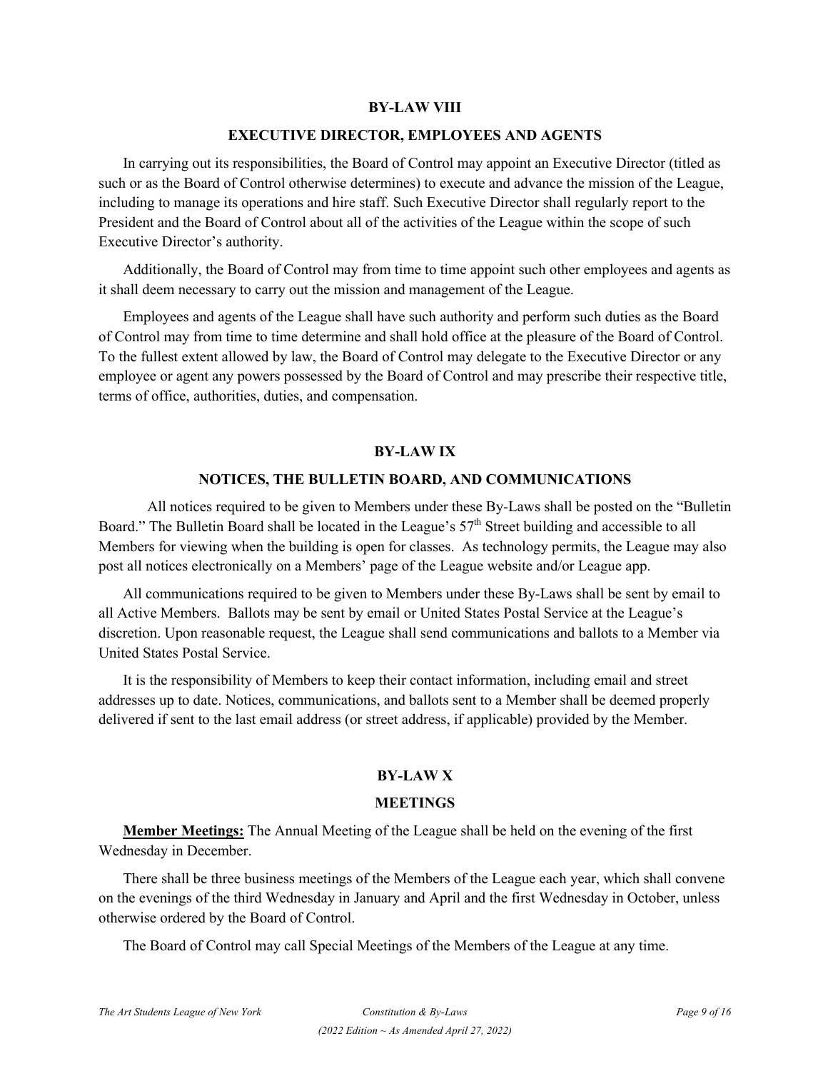## BY-LAW VIII

### EXECUTIVE DIRECTOR, EMPLOYEES AND AGENTS

In carrying out its responsibilities, the Board of Control may appoint an Executive Director (titled as such or as the Board of Control otherwise determines) to execute and advance the mission of the League, including to manage its operations and hire staff. Such Executive Director shall regularly report to the President and the Board of Control about all of the activities of the League within the scope of such Executive Director's authority.

Additionally, the Board of Control may from time to time appoint such other employees and agents as it shall deem necessary to carry out the mission and management of the League.

Employees and agents of the League shall have such authority and perform such duties as the Board of Control may from time to time determine and shall hold office at the pleasure of the Board of Control. To the fullest extent allowed by law, the Board of Control may delegate to the Executive Director or any employee or agent any powers possessed by the Board of Control and may prescribe their respective title, terms of office, authorities, duties, and compensation.

## BY-LAW IX

### NOTICES, THE BULLETIN BOARD, AND COMMUNICATIONS

All notices required to be given to Members under these By-Laws shall be posted on the "Bulletin Board." The Bulletin Board shall be located in the League's 57th Street building and accessible to all Members for viewing when the building is open for classes. As technology permits, the League may also post all notices electronically on a Members' page of the League website and/or League app.

All communications required to be given to Members under these By-Laws shall be sent by email to all Active Members. Ballots may be sent by email or United States Postal Service at the League's discretion. Upon reasonable request, the League shall send communications and ballots to a Member via United States Postal Service.

It is the responsibility of Members to keep their contact information, including email and street addresses up to date. Notices, communications, and ballots sent to a Member shall be deemed properly delivered if sent to the last email address (or street address, if applicable) provided by the Member.

## BY-LAW X

### MEETINGS

**Member Meetings:** The Annual Meeting of the League shall be held on the evening of the first Wednesday in December.

There shall be three business meetings of the Members of the League each year, which shall convene on the evenings of the third Wednesday in January and April and the first Wednesday in October, unless otherwise ordered by the Board of Control.

The Board of Control may call Special Meetings of the Members of the League at any time.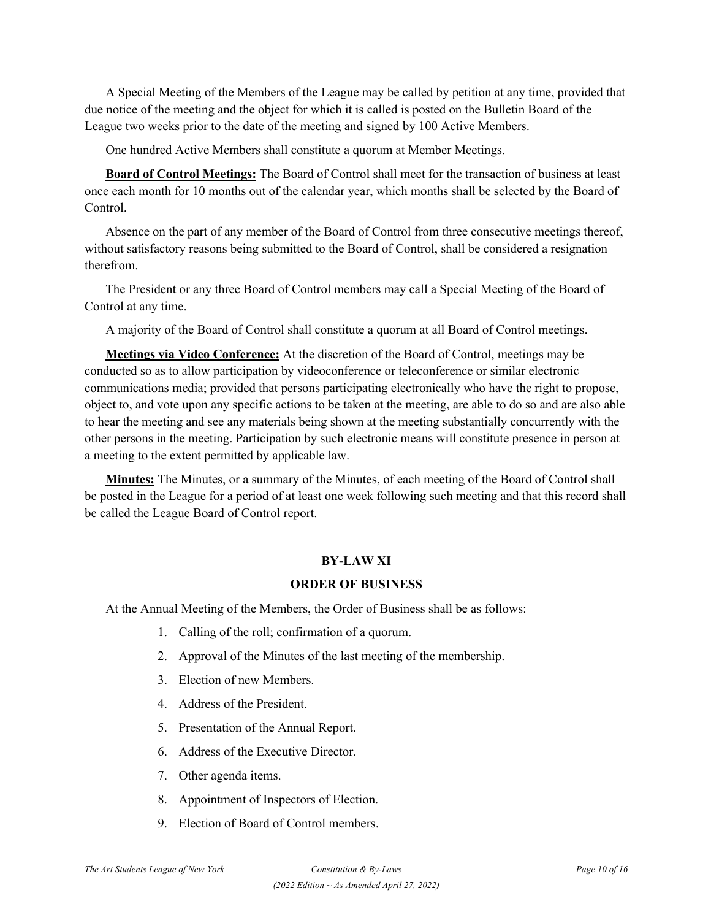A Special Meeting of the Members of the League may be called by petition at any time, provided that due notice of the meeting and the object for which it is called is posted on the Bulletin Board of the League two weeks prior to the date of the meeting and signed by 100 Active Members.

One hundred Active Members shall constitute a quorum at Member Meetings.

**Board of Control Meetings:** The Board of Control shall meet for the transaction of business at least once each month for 10 months out of the calendar year, which months shall be selected by the Board of Control.

Absence on the part of any member of the Board of Control from three consecutive meetings thereof, without satisfactory reasons being submitted to the Board of Control, shall be considered a resignation therefrom.

The President or any three Board of Control members may call a Special Meeting of the Board of Control at any time.

A majority of the Board of Control shall constitute a quorum at all Board of Control meetings.

**Meetings via Video Conference:** At the discretion of the Board of Control, meetings may be conducted so as to allow participation by videoconference or teleconference or similar electronic communications media; provided that persons participating electronically who have the right to propose, object to, and vote upon any specific actions to be taken at the meeting, are able to do so and are also able to hear the meeting and see any materials being shown at the meeting substantially concurrently with the other persons in the meeting. Participation by such electronic means will constitute presence in person at a meeting to the extent permitted by applicable law.

**Minutes:** The Minutes, or a summary of the Minutes, of each meeting of the Board of Control shall be posted in the League for a period of at least one week following such meeting and that this record shall be called the League Board of Control report.

## BY-LAW XI

## ORDER OF BUSINESS

At the Annual Meeting of the Members, the Order of Business shall be as follows:

1. Calling of the roll; confirmation of a quorum.
2. Approval of the Minutes of the last meeting of the membership.
3. Election of new Members.
4. Address of the President.
5. Presentation of the Annual Report.
6. Address of the Executive Director.
7. Other agenda items.
8. Appointment of Inspectors of Election.
9. Election of Board of Control members.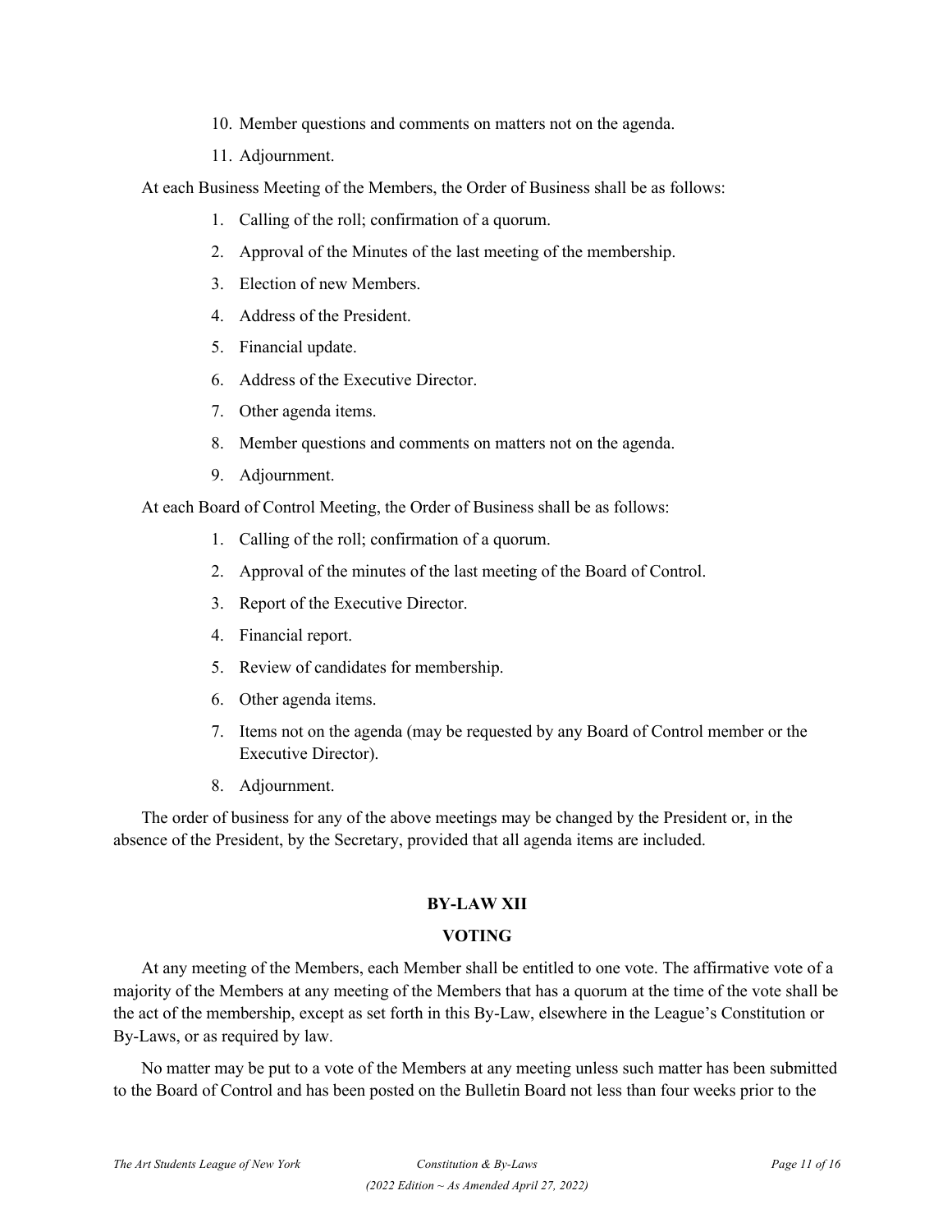10. Member questions and comments on matters not on the agenda.
11. Adjournment.

At each Business Meeting of the Members, the Order of Business shall be as follows:

1. Calling of the roll; confirmation of a quorum.
2. Approval of the Minutes of the last meeting of the membership.
3. Election of new Members.
4. Address of the President.
5. Financial update.
6. Address of the Executive Director.
7. Other agenda items.
8. Member questions and comments on matters not on the agenda.
9. Adjournment.

At each Board of Control Meeting, the Order of Business shall be as follows:

1. Calling of the roll; confirmation of a quorum.
2. Approval of the minutes of the last meeting of the Board of Control.
3. Report of the Executive Director.
4. Financial report.
5. Review of candidates for membership.
6. Other agenda items.
7. Items not on the agenda (may be requested by any Board of Control member or the Executive Director).
8. Adjournment.

The order of business for any of the above meetings may be changed by the President or, in the absence of the President, by the Secretary, provided that all agenda items are included.

## BY-LAW XII

## VOTING

At any meeting of the Members, each Member shall be entitled to one vote. The affirmative vote of a majority of the Members at any meeting of the Members that has a quorum at the time of the vote shall be the act of the membership, except as set forth in this By-Law, elsewhere in the League's Constitution or By-Laws, or as required by law.

No matter may be put to a vote of the Members at any meeting unless such matter has been submitted to the Board of Control and has been posted on the Bulletin Board not less than four weeks prior to the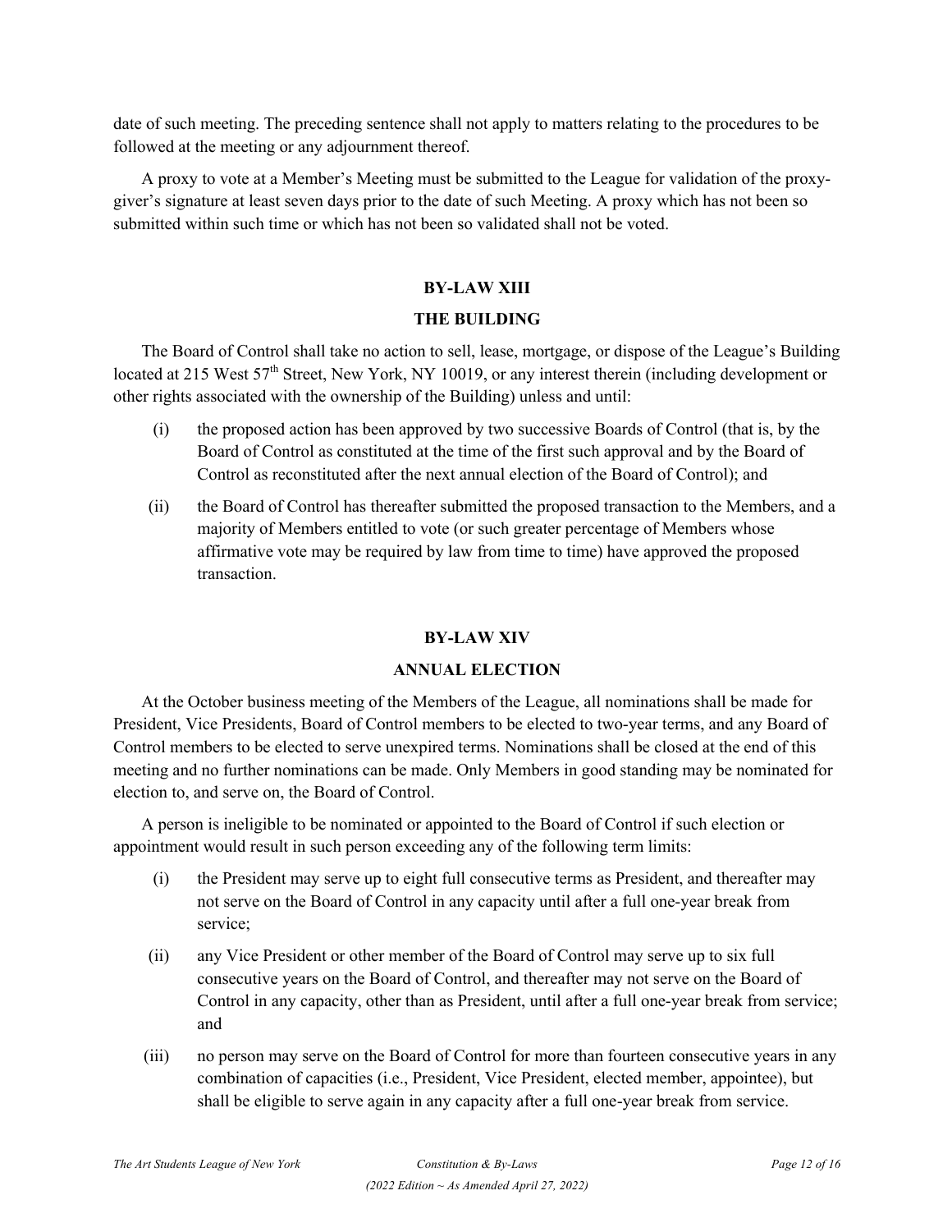date of such meeting. The preceding sentence shall not apply to matters relating to the procedures to be followed at the meeting or any adjournment thereof.

A proxy to vote at a Member's Meeting must be submitted to the League for validation of the proxy-giver's signature at least seven days prior to the date of such Meeting. A proxy which has not been so submitted within such time or which has not been so validated shall not be voted.

## BY-LAW XIII

## THE BUILDING

The Board of Control shall take no action to sell, lease, mortgage, or dispose of the League's Building located at 215 West 57th Street, New York, NY 10019, or any interest therein (including development or other rights associated with the ownership of the Building) unless and until:

(i) the proposed action has been approved by two successive Boards of Control (that is, by the Board of Control as constituted at the time of the first such approval and by the Board of Control as reconstituted after the next annual election of the Board of Control); and

(ii) the Board of Control has thereafter submitted the proposed transaction to the Members, and a majority of Members entitled to vote (or such greater percentage of Members whose affirmative vote may be required by law from time to time) have approved the proposed transaction.

## BY-LAW XIV

## ANNUAL ELECTION

At the October business meeting of the Members of the League, all nominations shall be made for President, Vice Presidents, Board of Control members to be elected to two-year terms, and any Board of Control members to be elected to serve unexpired terms. Nominations shall be closed at the end of this meeting and no further nominations can be made. Only Members in good standing may be nominated for election to, and serve on, the Board of Control.

A person is ineligible to be nominated or appointed to the Board of Control if such election or appointment would result in such person exceeding any of the following term limits:

(i) the President may serve up to eight full consecutive terms as President, and thereafter may not serve on the Board of Control in any capacity until after a full one-year break from service;

(ii) any Vice President or other member of the Board of Control may serve up to six full consecutive years on the Board of Control, and thereafter may not serve on the Board of Control in any capacity, other than as President, until after a full one-year break from service; and

(iii) no person may serve on the Board of Control for more than fourteen consecutive years in any combination of capacities (i.e., President, Vice President, elected member, appointee), but shall be eligible to serve again in any capacity after a full one-year break from service.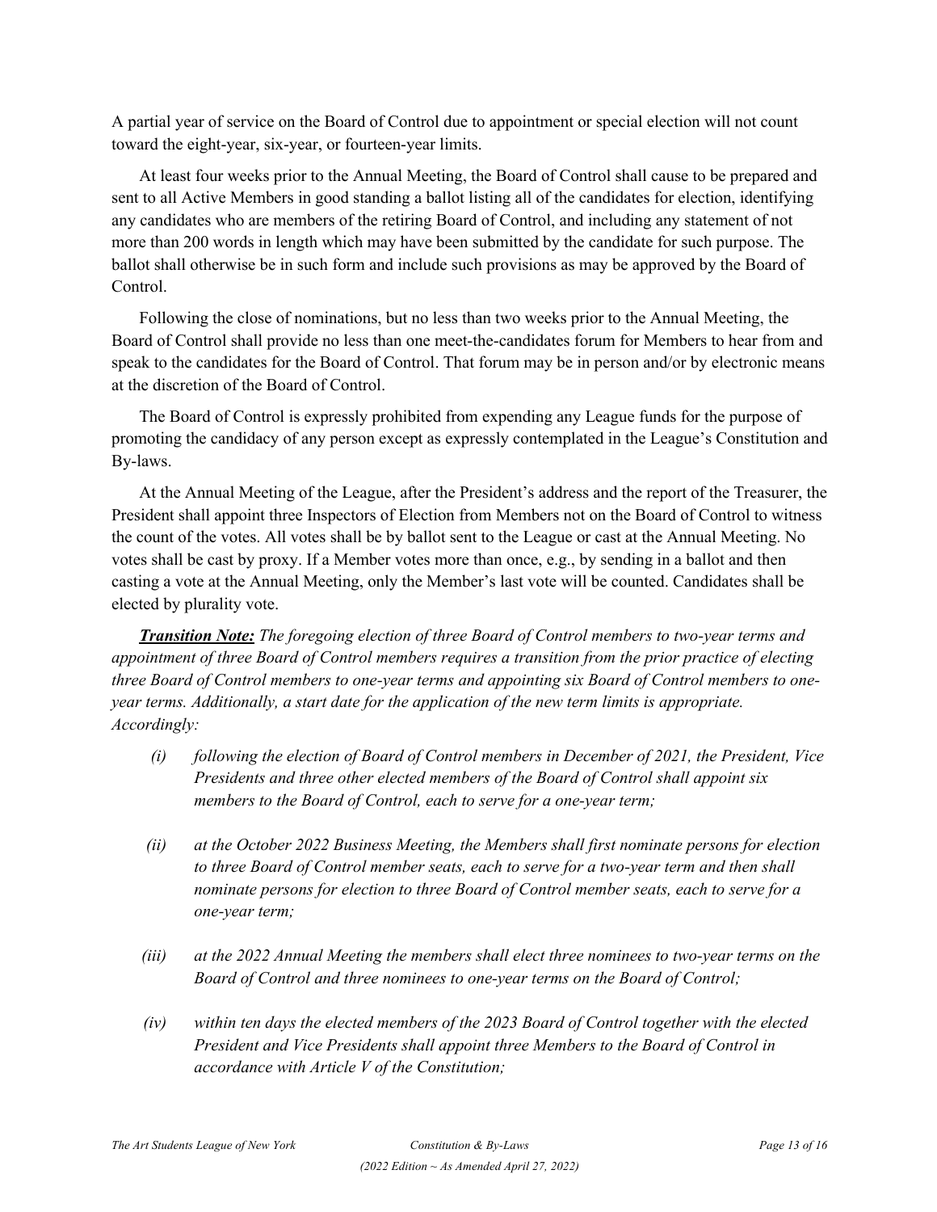A partial year of service on the Board of Control due to appointment or special election will not count toward the eight-year, six-year, or fourteen-year limits.

At least four weeks prior to the Annual Meeting, the Board of Control shall cause to be prepared and sent to all Active Members in good standing a ballot listing all of the candidates for election, identifying any candidates who are members of the retiring Board of Control, and including any statement of not more than 200 words in length which may have been submitted by the candidate for such purpose. The ballot shall otherwise be in such form and include such provisions as may be approved by the Board of Control.

Following the close of nominations, but no less than two weeks prior to the Annual Meeting, the Board of Control shall provide no less than one meet-the-candidates forum for Members to hear from and speak to the candidates for the Board of Control. That forum may be in person and/or by electronic means at the discretion of the Board of Control.

The Board of Control is expressly prohibited from expending any League funds for the purpose of promoting the candidacy of any person except as expressly contemplated in the League's Constitution and By-laws.

At the Annual Meeting of the League, after the President's address and the report of the Treasurer, the President shall appoint three Inspectors of Election from Members not on the Board of Control to witness the count of the votes. All votes shall be by ballot sent to the League or cast at the Annual Meeting. No votes shall be cast by proxy. If a Member votes more than once, e.g., by sending in a ballot and then casting a vote at the Annual Meeting, only the Member's last vote will be counted. Candidates shall be elected by plurality vote.

***Transition Note:*** *The foregoing election of three Board of Control members to two-year terms and appointment of three Board of Control members requires a transition from the prior practice of electing three Board of Control members to one-year terms and appointing six Board of Control members to one-year terms. Additionally, a start date for the application of the new term limits is appropriate. Accordingly:*

*(i) following the election of Board of Control members in December of 2021, the President, Vice Presidents and three other elected members of the Board of Control shall appoint six members to the Board of Control, each to serve for a one-year term;*

*(ii) at the October 2022 Business Meeting, the Members shall first nominate persons for election to three Board of Control member seats, each to serve for a two-year term and then shall nominate persons for election to three Board of Control member seats, each to serve for a one-year term;*

*(iii) at the 2022 Annual Meeting the members shall elect three nominees to two-year terms on the Board of Control and three nominees to one-year terms on the Board of Control;*

*(iv) within ten days the elected members of the 2023 Board of Control together with the elected President and Vice Presidents shall appoint three Members to the Board of Control in accordance with Article V of the Constitution;*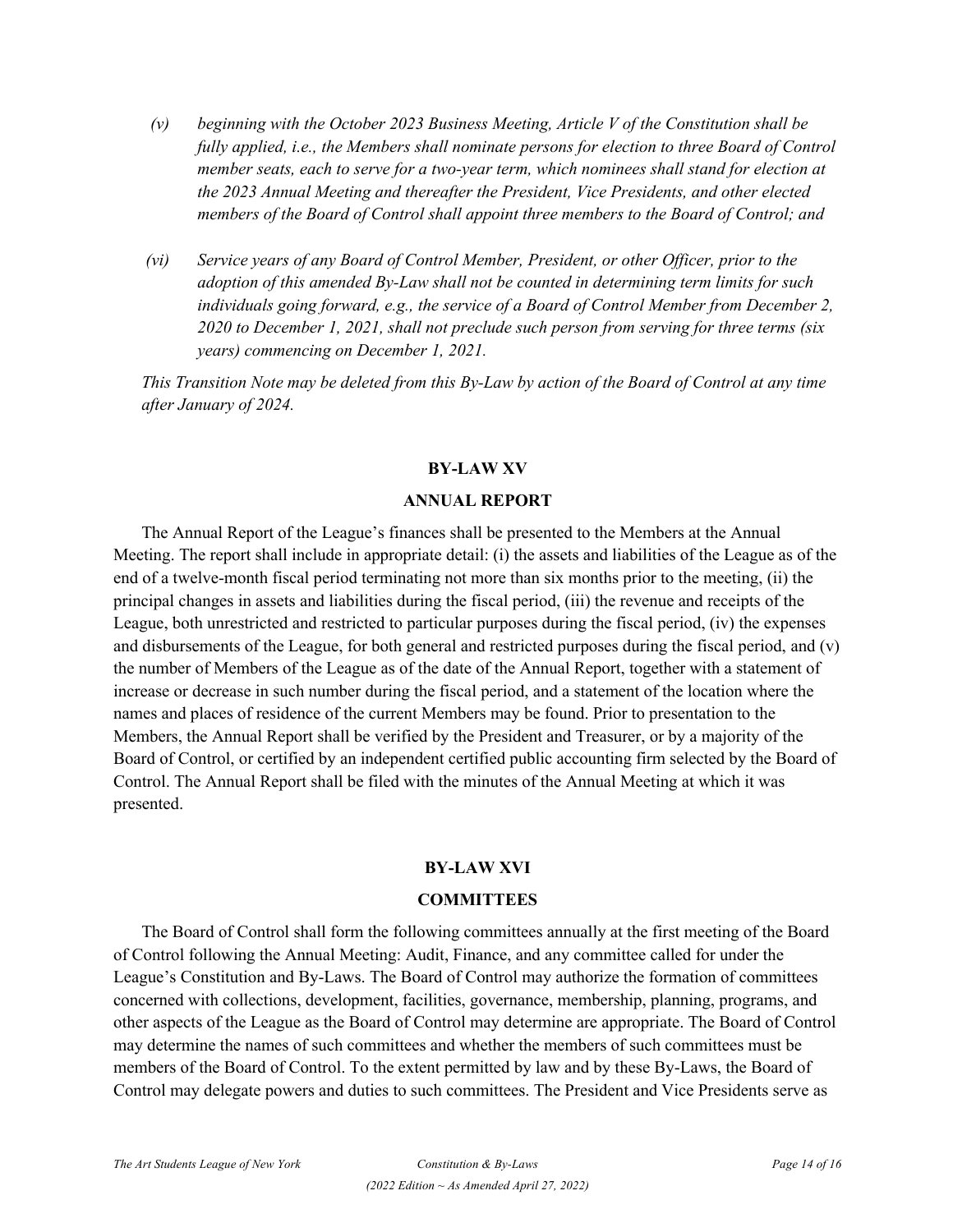*(v) beginning with the October 2023 Business Meeting, Article V of the Constitution shall be fully applied, i.e., the Members shall nominate persons for election to three Board of Control member seats, each to serve for a two-year term, which nominees shall stand for election at the 2023 Annual Meeting and thereafter the President, Vice Presidents, and other elected members of the Board of Control shall appoint three members to the Board of Control; and*

*(vi) Service years of any Board of Control Member, President, or other Officer, prior to the adoption of this amended By-Law shall not be counted in determining term limits for such individuals going forward, e.g., the service of a Board of Control Member from December 2, 2020 to December 1, 2021, shall not preclude such person from serving for three terms (six years) commencing on December 1, 2021.*

*This Transition Note may be deleted from this By-Law by action of the Board of Control at any time after January of 2024.*

## BY-LAW XV

## ANNUAL REPORT

The Annual Report of the League's finances shall be presented to the Members at the Annual Meeting. The report shall include in appropriate detail: (i) the assets and liabilities of the League as of the end of a twelve-month fiscal period terminating not more than six months prior to the meeting, (ii) the principal changes in assets and liabilities during the fiscal period, (iii) the revenue and receipts of the League, both unrestricted and restricted to particular purposes during the fiscal period, (iv) the expenses and disbursements of the League, for both general and restricted purposes during the fiscal period, and (v) the number of Members of the League as of the date of the Annual Report, together with a statement of increase or decrease in such number during the fiscal period, and a statement of the location where the names and places of residence of the current Members may be found. Prior to presentation to the Members, the Annual Report shall be verified by the President and Treasurer, or by a majority of the Board of Control, or certified by an independent certified public accounting firm selected by the Board of Control. The Annual Report shall be filed with the minutes of the Annual Meeting at which it was presented.

## BY-LAW XVI

## COMMITTEES

The Board of Control shall form the following committees annually at the first meeting of the Board of Control following the Annual Meeting: Audit, Finance, and any committee called for under the League's Constitution and By-Laws. The Board of Control may authorize the formation of committees concerned with collections, development, facilities, governance, membership, planning, programs, and other aspects of the League as the Board of Control may determine are appropriate. The Board of Control may determine the names of such committees and whether the members of such committees must be members of the Board of Control. To the extent permitted by law and by these By-Laws, the Board of Control may delegate powers and duties to such committees. The President and Vice Presidents serve as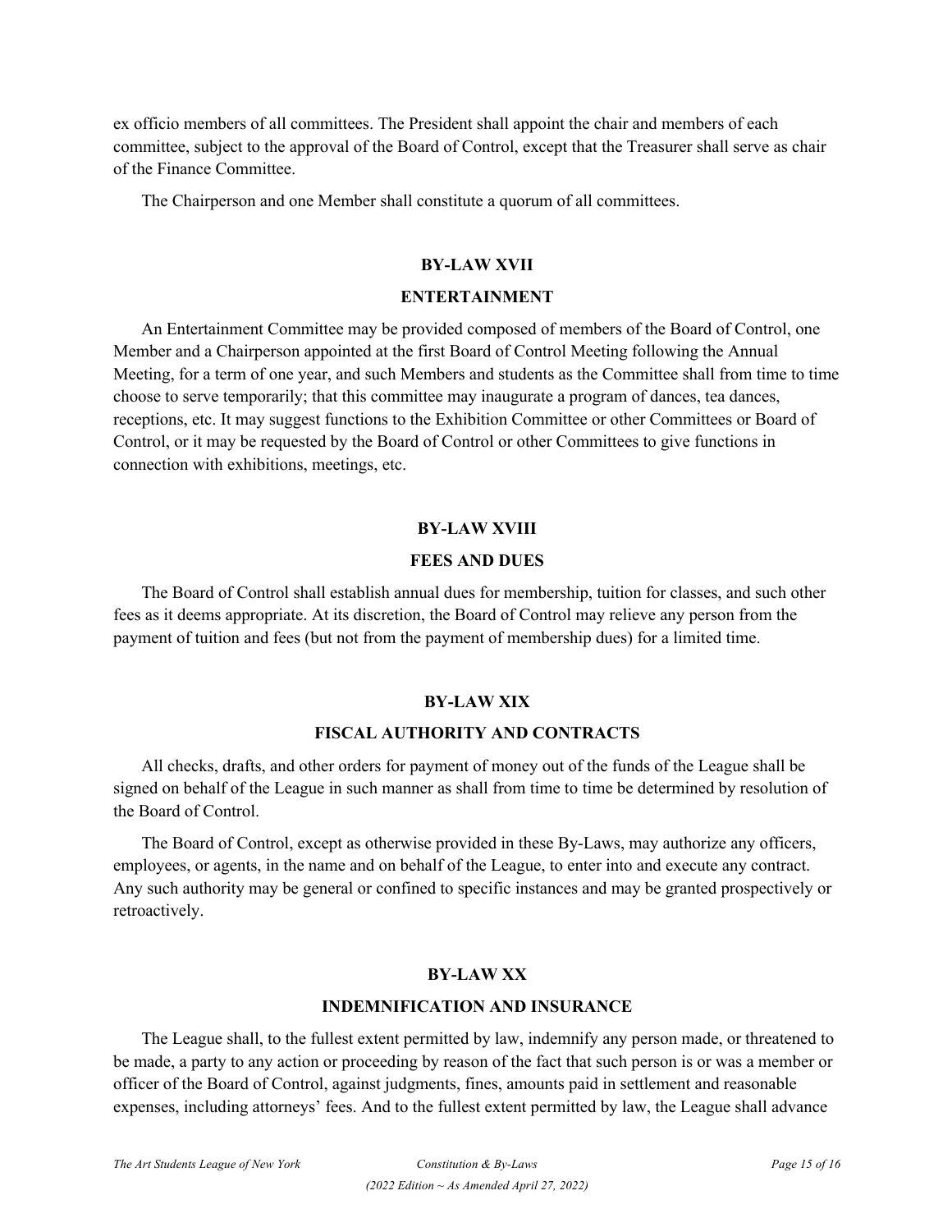ex officio members of all committees. The President shall appoint the chair and members of each committee, subject to the approval of the Board of Control, except that the Treasurer shall serve as chair of the Finance Committee.

The Chairperson and one Member shall constitute a quorum of all committees.

## BY-LAW XVII

## ENTERTAINMENT

An Entertainment Committee may be provided composed of members of the Board of Control, one Member and a Chairperson appointed at the first Board of Control Meeting following the Annual Meeting, for a term of one year, and such Members and students as the Committee shall from time to time choose to serve temporarily; that this committee may inaugurate a program of dances, tea dances, receptions, etc. It may suggest functions to the Exhibition Committee or other Committees or Board of Control, or it may be requested by the Board of Control or other Committees to give functions in connection with exhibitions, meetings, etc.

## BY-LAW XVIII

## FEES AND DUES

The Board of Control shall establish annual dues for membership, tuition for classes, and such other fees as it deems appropriate. At its discretion, the Board of Control may relieve any person from the payment of tuition and fees (but not from the payment of membership dues) for a limited time.

## BY-LAW XIX

## FISCAL AUTHORITY AND CONTRACTS

All checks, drafts, and other orders for payment of money out of the funds of the League shall be signed on behalf of the League in such manner as shall from time to time be determined by resolution of the Board of Control.

The Board of Control, except as otherwise provided in these By-Laws, may authorize any officers, employees, or agents, in the name and on behalf of the League, to enter into and execute any contract. Any such authority may be general or confined to specific instances and may be granted prospectively or retroactively.

## BY-LAW XX

## INDEMNIFICATION AND INSURANCE

The League shall, to the fullest extent permitted by law, indemnify any person made, or threatened to be made, a party to any action or proceeding by reason of the fact that such person is or was a member or officer of the Board of Control, against judgments, fines, amounts paid in settlement and reasonable expenses, including attorneys' fees. And to the fullest extent permitted by law, the League shall advance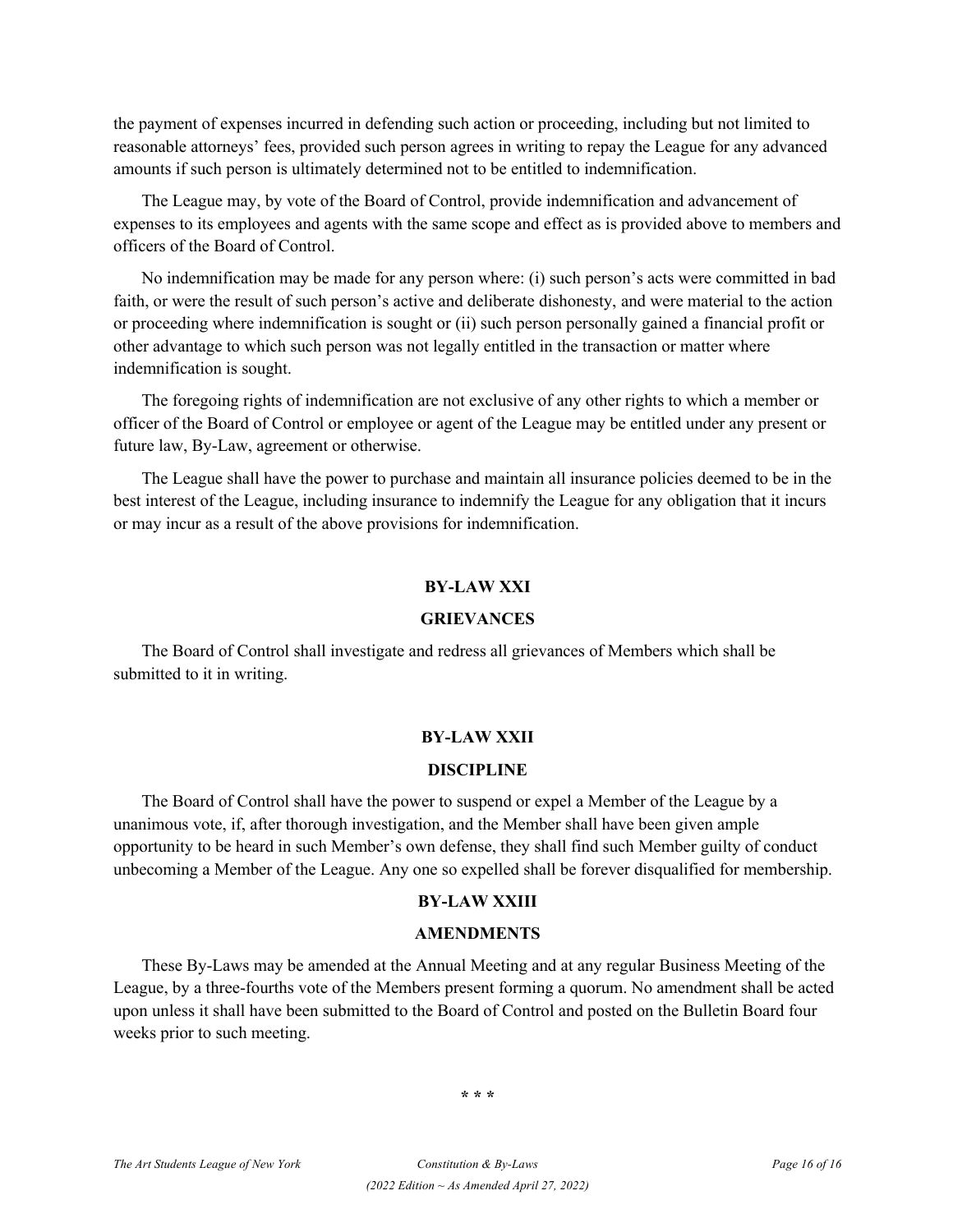the payment of expenses incurred in defending such action or proceeding, including but not limited to reasonable attorneys' fees, provided such person agrees in writing to repay the League for any advanced amounts if such person is ultimately determined not to be entitled to indemnification.

The League may, by vote of the Board of Control, provide indemnification and advancement of expenses to its employees and agents with the same scope and effect as is provided above to members and officers of the Board of Control.

No indemnification may be made for any person where: (i) such person's acts were committed in bad faith, or were the result of such person's active and deliberate dishonesty, and were material to the action or proceeding where indemnification is sought or (ii) such person personally gained a financial profit or other advantage to which such person was not legally entitled in the transaction or matter where indemnification is sought.

The foregoing rights of indemnification are not exclusive of any other rights to which a member or officer of the Board of Control or employee or agent of the League may be entitled under any present or future law, By-Law, agreement or otherwise.

The League shall have the power to purchase and maintain all insurance policies deemed to be in the best interest of the League, including insurance to indemnify the League for any obligation that it incurs or may incur as a result of the above provisions for indemnification.

## BY-LAW XXI

## GRIEVANCES

The Board of Control shall investigate and redress all grievances of Members which shall be submitted to it in writing.

## BY-LAW XXII

## DISCIPLINE

The Board of Control shall have the power to suspend or expel a Member of the League by a unanimous vote, if, after thorough investigation, and the Member shall have been given ample opportunity to be heard in such Member's own defense, they shall find such Member guilty of conduct unbecoming a Member of the League. Any one so expelled shall be forever disqualified for membership.

## BY-LAW XXIII

## AMENDMENTS

These By-Laws may be amended at the Annual Meeting and at any regular Business Meeting of the League, by a three-fourths vote of the Members present forming a quorum. No amendment shall be acted upon unless it shall have been submitted to the Board of Control and posted on the Bulletin Board four weeks prior to such meeting.

\* \* \*